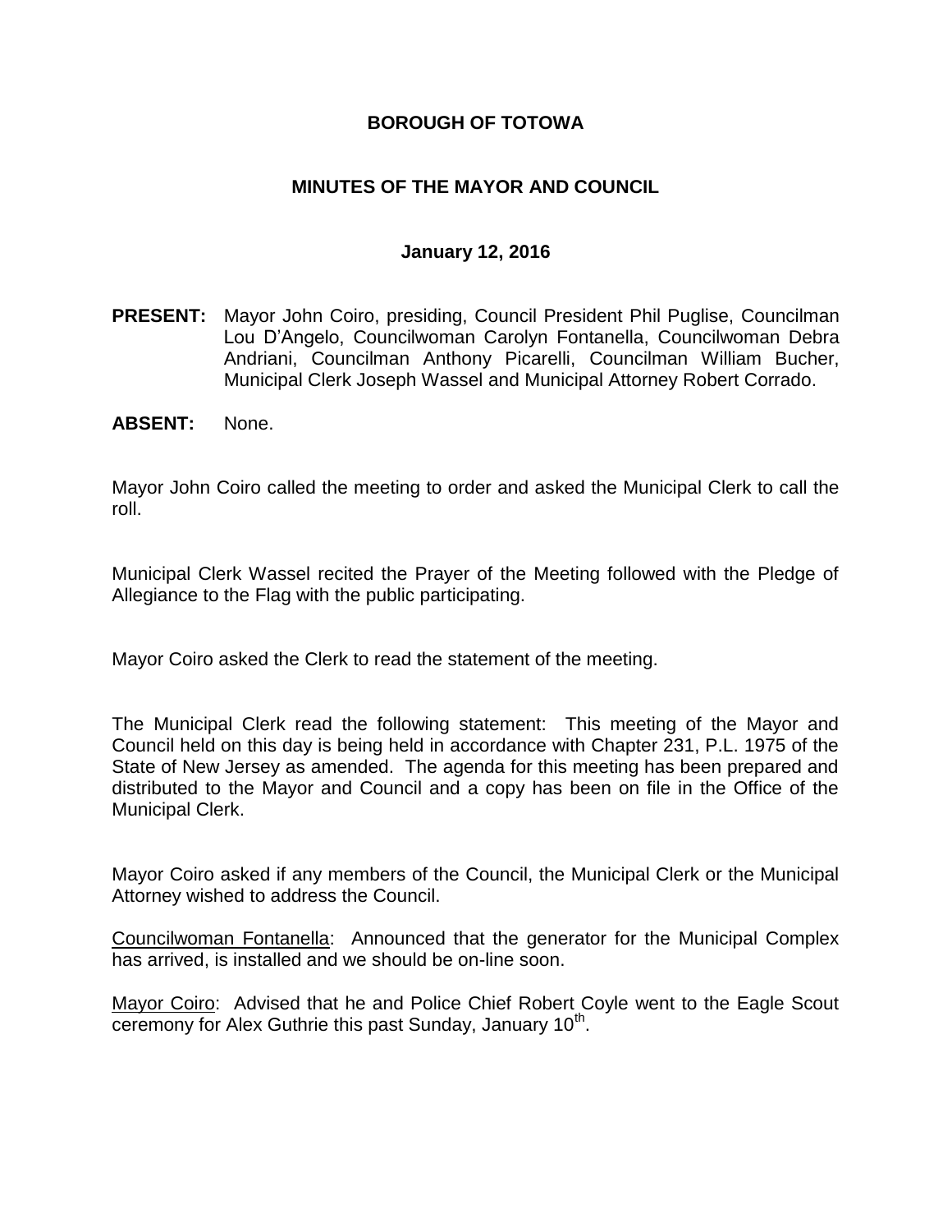# BOROUGH OF TOTOWA

## MINUTES OF THE MAYOR AND COUNCIL

### January 12, 2016

**PRESENT:** Mayor John Coiro, presiding, Council President Phil Puglise, Councilman Lou D'Angelo, Councilwoman Carolyn Fontanella, Councilwoman Debra Andriani, Councilman Anthony Picarelli, Councilman William Bucher, Municipal Clerk Joseph Wassel and Municipal Attorney Robert Corrado.

**ABSENT:** None.

Mayor John Coiro called the meeting to order and asked the Municipal Clerk to call the roll.

Municipal Clerk Wassel recited the Prayer of the Meeting followed with the Pledge of Allegiance to the Flag with the public participating.

Mayor Coiro asked the Clerk to read the statement of the meeting.

The Municipal Clerk read the following statement: This meeting of the Mayor and Council held on this day is being held in accordance with Chapter 231, P.L. 1975 of the State of New Jersey as amended. The agenda for this meeting has been prepared and distributed to the Mayor and Council and a copy has been on file in the Office of the Municipal Clerk.

Mayor Coiro asked if any members of the Council, the Municipal Clerk or the Municipal Attorney wished to address the Council.

Councilwoman Fontanella: Announced that the generator for the Municipal Complex has arrived, is installed and we should be on-line soon.

Mayor Coiro: Advised that he and Police Chief Robert Coyle went to the Eagle Scout ceremony for Alex Guthrie this past Sunday, January 10th.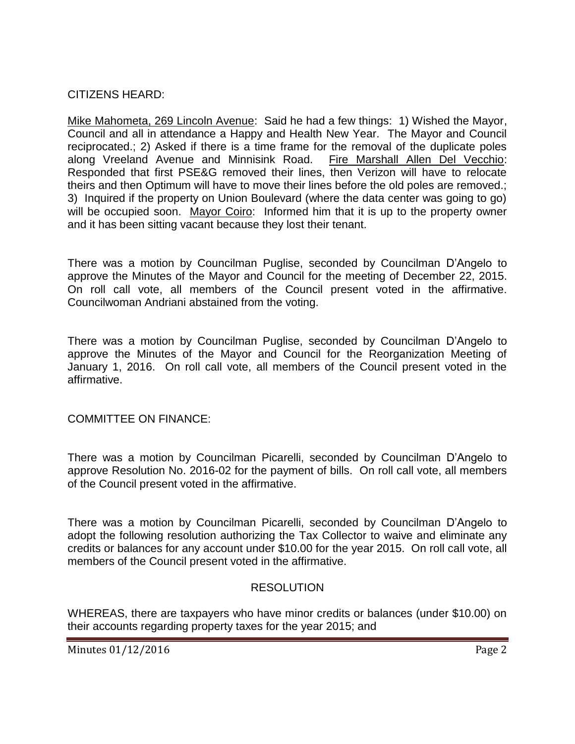CITIZENS HEARD:

Mike Mahometa, 269 Lincoln Avenue: Said he had a few things: 1) Wished the Mayor, Council and all in attendance a Happy and Health New Year. The Mayor and Council reciprocated.; 2) Asked if there is a time frame for the removal of the duplicate poles along Vreeland Avenue and Minnisink Road. Fire Marshall Allen Del Vecchio: Responded that first PSE&G removed their lines, then Verizon will have to relocate theirs and then Optimum will have to move their lines before the old poles are removed.; 3) Inquired if the property on Union Boulevard (where the data center was going to go) will be occupied soon. Mayor Coiro: Informed him that it is up to the property owner and it has been sitting vacant because they lost their tenant.

There was a motion by Councilman Puglise, seconded by Councilman D'Angelo to approve the Minutes of the Mayor and Council for the meeting of December 22, 2015. On roll call vote, all members of the Council present voted in the affirmative. Councilwoman Andriani abstained from the voting.

There was a motion by Councilman Puglise, seconded by Councilman D'Angelo to approve the Minutes of the Mayor and Council for the Reorganization Meeting of January 1, 2016. On roll call vote, all members of the Council present voted in the affirmative.

COMMITTEE ON FINANCE:

There was a motion by Councilman Picarelli, seconded by Councilman D'Angelo to approve Resolution No. 2016-02 for the payment of bills. On roll call vote, all members of the Council present voted in the affirmative.

There was a motion by Councilman Picarelli, seconded by Councilman D'Angelo to adopt the following resolution authorizing the Tax Collector to waive and eliminate any credits or balances for any account under $10.00 for the year 2015. On roll call vote, all members of the Council present voted in the affirmative.

RESOLUTION

WHEREAS, there are taxpayers who have minor credits or balances (under $10.00) on their accounts regarding property taxes for the year 2015; and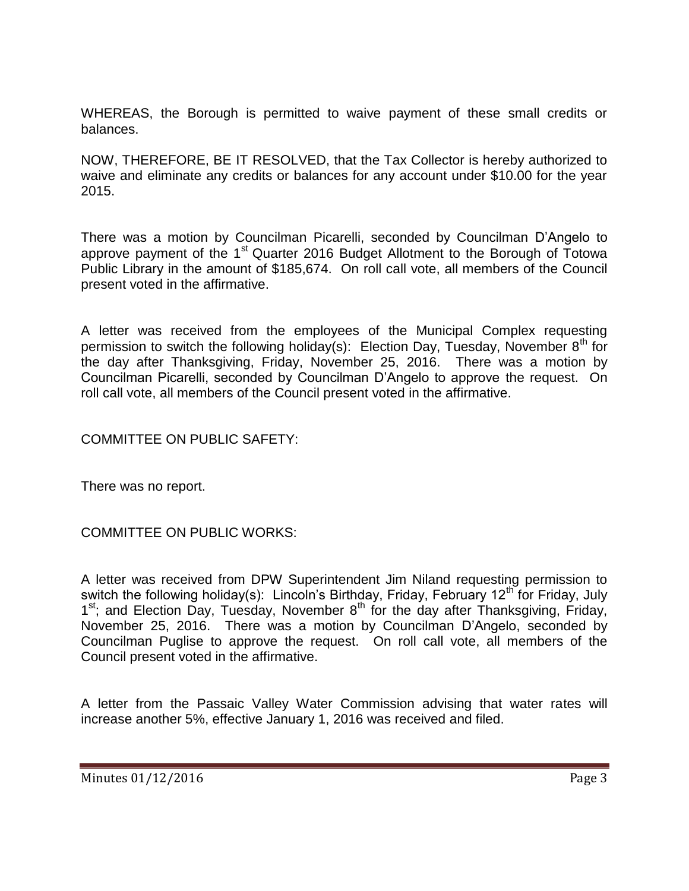WHEREAS, the Borough is permitted to waive payment of these small credits or balances.

NOW, THEREFORE, BE IT RESOLVED, that the Tax Collector is hereby authorized to waive and eliminate any credits or balances for any account under $10.00 for the year 2015.

There was a motion by Councilman Picarelli, seconded by Councilman D'Angelo to approve payment of the 1st Quarter 2016 Budget Allotment to the Borough of Totowa Public Library in the amount of $185,674. On roll call vote, all members of the Council present voted in the affirmative.

A letter was received from the employees of the Municipal Complex requesting permission to switch the following holiday(s): Election Day, Tuesday, November 8th for the day after Thanksgiving, Friday, November 25, 2016. There was a motion by Councilman Picarelli, seconded by Councilman D'Angelo to approve the request. On roll call vote, all members of the Council present voted in the affirmative.

COMMITTEE ON PUBLIC SAFETY:

There was no report.

COMMITTEE ON PUBLIC WORKS:

A letter was received from DPW Superintendent Jim Niland requesting permission to switch the following holiday(s): Lincoln's Birthday, Friday, February 12th for Friday, July 1st; and Election Day, Tuesday, November 8th for the day after Thanksgiving, Friday, November 25, 2016. There was a motion by Councilman D'Angelo, seconded by Councilman Puglise to approve the request. On roll call vote, all members of the Council present voted in the affirmative.

A letter from the Passaic Valley Water Commission advising that water rates will increase another 5%, effective January 1, 2016 was received and filed.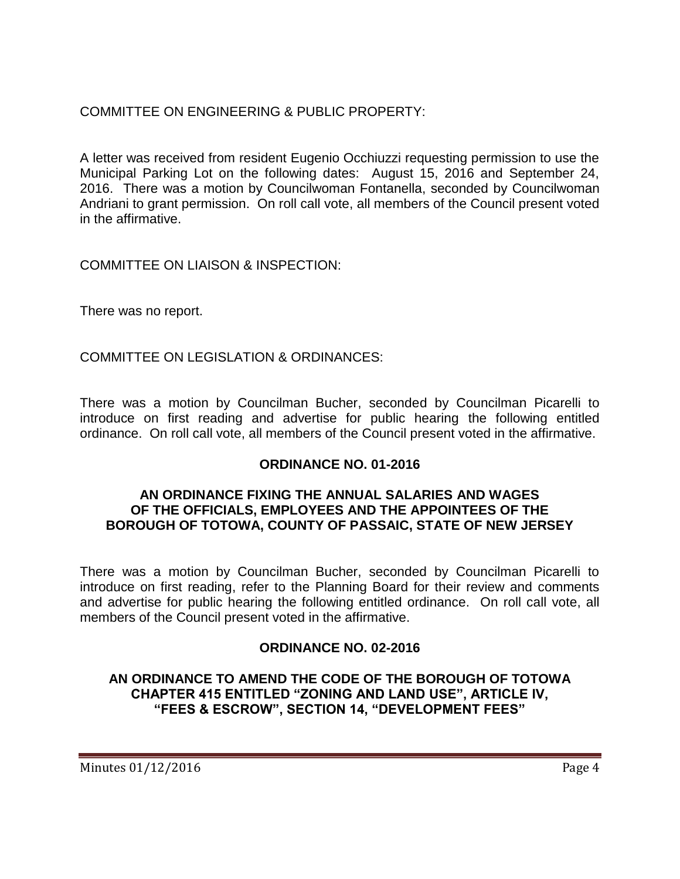COMMITTEE ON ENGINEERING & PUBLIC PROPERTY:

A letter was received from resident Eugenio Occhiuzzi requesting permission to use the Municipal Parking Lot on the following dates: August 15, 2016 and September 24, 2016. There was a motion by Councilwoman Fontanella, seconded by Councilwoman Andriani to grant permission. On roll call vote, all members of the Council present voted in the affirmative.

COMMITTEE ON LIAISON & INSPECTION:

There was no report.

COMMITTEE ON LEGISLATION & ORDINANCES:

There was a motion by Councilman Bucher, seconded by Councilman Picarelli to introduce on first reading and advertise for public hearing the following entitled ordinance. On roll call vote, all members of the Council present voted in the affirmative.

**ORDINANCE NO. 01-2016**

**AN ORDINANCE FIXING THE ANNUAL SALARIES AND WAGES OF THE OFFICIALS, EMPLOYEES AND THE APPOINTEES OF THE BOROUGH OF TOTOWA, COUNTY OF PASSAIC, STATE OF NEW JERSEY**

There was a motion by Councilman Bucher, seconded by Councilman Picarelli to introduce on first reading, refer to the Planning Board for their review and comments and advertise for public hearing the following entitled ordinance. On roll call vote, all members of the Council present voted in the affirmative.

**ORDINANCE NO. 02-2016**

**AN ORDINANCE TO AMEND THE CODE OF THE BOROUGH OF TOTOWA CHAPTER 415 ENTITLED "ZONING AND LAND USE", ARTICLE IV, "FEES & ESCROW", SECTION 14, "DEVELOPMENT FEES"**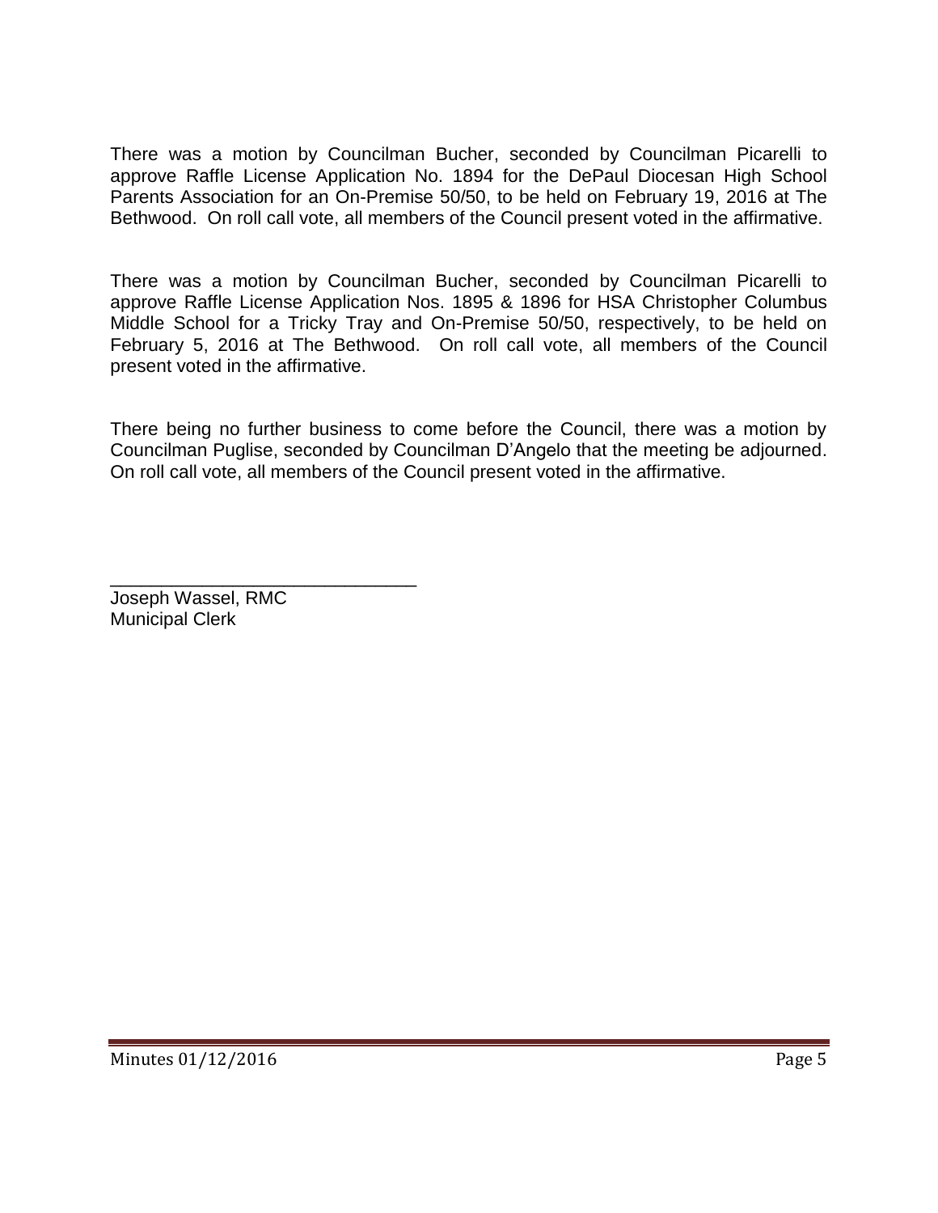There was a motion by Councilman Bucher, seconded by Councilman Picarelli to approve Raffle License Application No. 1894 for the DePaul Diocesan High School Parents Association for an On-Premise 50/50, to be held on February 19, 2016 at The Bethwood. On roll call vote, all members of the Council present voted in the affirmative.

There was a motion by Councilman Bucher, seconded by Councilman Picarelli to approve Raffle License Application Nos. 1895 & 1896 for HSA Christopher Columbus Middle School for a Tricky Tray and On-Premise 50/50, respectively, to be held on February 5, 2016 at The Bethwood. On roll call vote, all members of the Council present voted in the affirmative.

There being no further business to come before the Council, there was a motion by Councilman Puglise, seconded by Councilman D'Angelo that the meeting be adjourned. On roll call vote, all members of the Council present voted in the affirmative.

\_\_\_\_\_\_\_\_\_\_\_\_\_\_\_\_\_\_\_\_\_\_\_\_\_\_\_\_\_\_

Joseph Wassel, RMC
Municipal Clerk